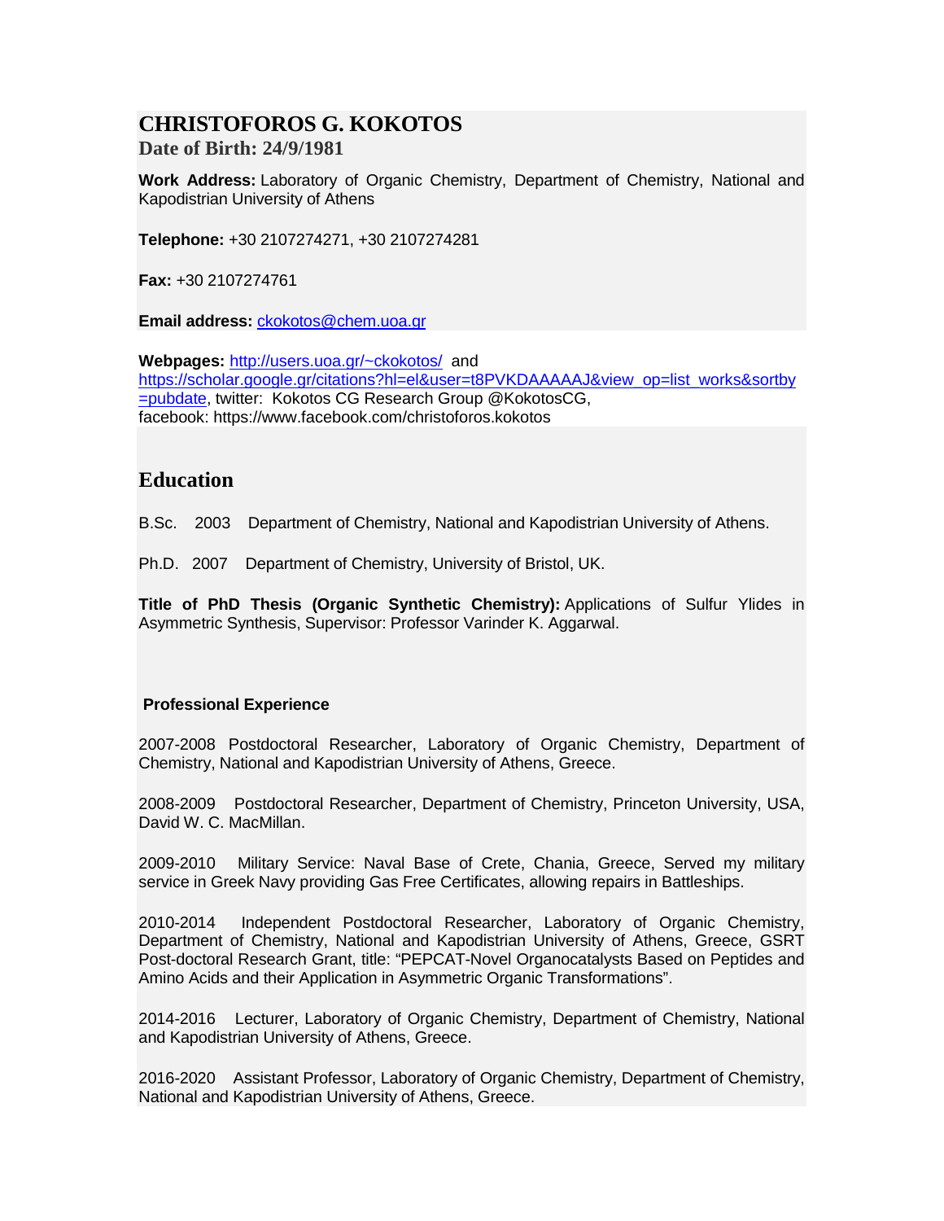# CHRISTOFOROS G. KOKOTOS

**Date of Birth: 24/9/1981**

**Work Address:** Laboratory of Organic Chemistry, Department of Chemistry, National and Kapodistrian University of Athens

**Telephone:** +30 2107274271, +30 2107274281

**Fax:** +30 2107274761

**Email address:** ckokotos@chem.uoa.gr

**Webpages:** http://users.uoa.gr/~ckokotos/ and https://scholar.google.gr/citations?hl=el&user=t8PVKDAAAAAJ&view_op=list_works&sortby=pubdate, twitter: Kokotos CG Research Group @KokotosCG, facebook: https://www.facebook.com/christoforos.kokotos

## Education

B.Sc. 2003 Department of Chemistry, National and Kapodistrian University of Athens.

Ph.D. 2007 Department of Chemistry, University of Bristol, UK.

**Title of PhD Thesis (Organic Synthetic Chemistry):** Applications of Sulfur Ylides in Asymmetric Synthesis, Supervisor: Professor Varinder K. Aggarwal.

### Professional Experience

2007-2008 Postdoctoral Researcher, Laboratory of Organic Chemistry, Department of Chemistry, National and Kapodistrian University of Athens, Greece.

2008-2009 Postdoctoral Researcher, Department of Chemistry, Princeton University, USA, David W. C. MacMillan.

2009-2010 Military Service: Naval Base of Crete, Chania, Greece, Served my military service in Greek Navy providing Gas Free Certificates, allowing repairs in Battleships.

2010-2014 Independent Postdoctoral Researcher, Laboratory of Organic Chemistry, Department of Chemistry, National and Kapodistrian University of Athens, Greece, GSRT Post-doctoral Research Grant, title: "PEPCAT-Novel Organocatalysts Based on Peptides and Amino Acids and their Application in Asymmetric Organic Transformations".

2014-2016 Lecturer, Laboratory of Organic Chemistry, Department of Chemistry, National and Kapodistrian University of Athens, Greece.

2016-2020 Assistant Professor, Laboratory of Organic Chemistry, Department of Chemistry, National and Kapodistrian University of Athens, Greece.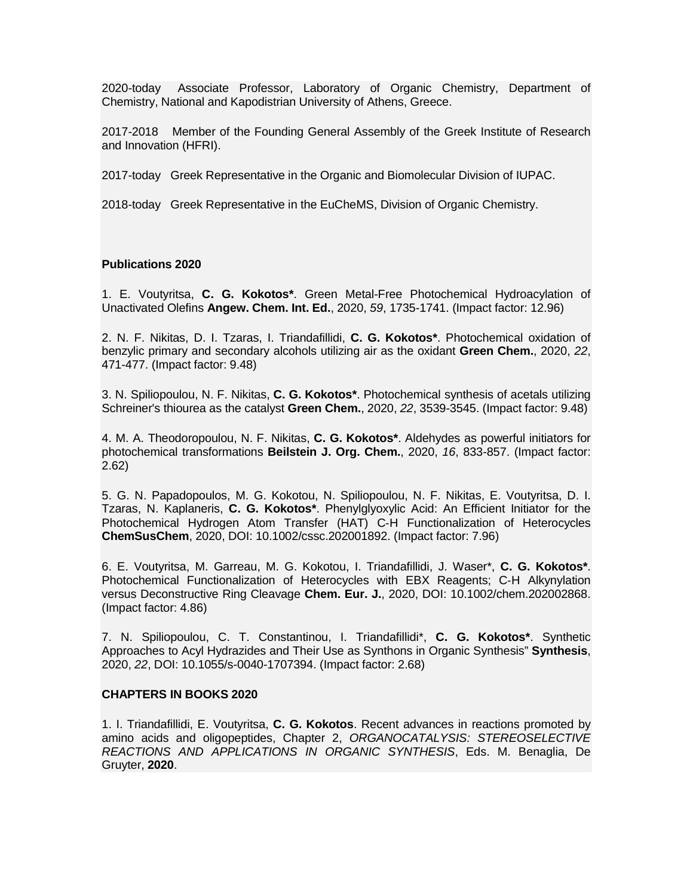2020-today Associate Professor, Laboratory of Organic Chemistry, Department of Chemistry, National and Kapodistrian University of Athens, Greece.

2017-2018 Member of the Founding General Assembly of the Greek Institute of Research and Innovation (HFRI).

2017-today Greek Representative in the Organic and Biomolecular Division of IUPAC.

2018-today Greek Representative in the EuCheMS, Division of Organic Chemistry.

**Publications 2020**

1. E. Voutyritsa, **C. G. Kokotos***. Green Metal-Free Photochemical Hydroacylation of Unactivated Olefins **Angew. Chem. Int. Ed.**, 2020, *59*, 1735-1741. (Impact factor: 12.96)

2. N. F. Nikitas, D. I. Tzaras, I. Triandafillidi, **C. G. Kokotos***. Photochemical oxidation of benzylic primary and secondary alcohols utilizing air as the oxidant **Green Chem.**, 2020, *22*, 471-477. (Impact factor: 9.48)

3. N. Spiliopoulou, N. F. Nikitas, **C. G. Kokotos***. Photochemical synthesis of acetals utilizing Schreiner's thiourea as the catalyst **Green Chem.**, 2020, *22*, 3539-3545. (Impact factor: 9.48)

4. M. A. Theodoropoulou, N. F. Nikitas, **C. G. Kokotos***. Aldehydes as powerful initiators for photochemical transformations **Beilstein J. Org. Chem.**, 2020, *16*, 833-857. (Impact factor: 2.62)

5. G. N. Papadopoulos, M. G. Kokotou, N. Spiliopoulou, N. F. Nikitas, E. Voutyritsa, D. I. Tzaras, N. Kaplaneris, **C. G. Kokotos***. Phenylglyoxylic Acid: An Efficient Initiator for the Photochemical Hydrogen Atom Transfer (HAT) C-H Functionalization of Heterocycles **ChemSusChem**, 2020, DOI: 10.1002/cssc.202001892. (Impact factor: 7.96)

6. E. Voutyritsa, M. Garreau, M. G. Kokotou, I. Triandafillidi, J. Waser*, **C. G. Kokotos***. Photochemical Functionalization of Heterocycles with EBX Reagents; C-H Alkynylation versus Deconstructive Ring Cleavage **Chem. Eur. J.**, 2020, DOI: 10.1002/chem.202002868. (Impact factor: 4.86)

7. N. Spiliopoulou, C. T. Constantinou, I. Triandafillidi*, **C. G. Kokotos***. Synthetic Approaches to Acyl Hydrazides and Their Use as Synthons in Organic Synthesis" **Synthesis**, 2020, *22*, DOI: 10.1055/s-0040-1707394. (Impact factor: 2.68)

**CHAPTERS IN BOOKS 2020**

1. I. Triandafillidi, E. Voutyritsa, **C. G. Kokotos**. Recent advances in reactions promoted by amino acids and oligopeptides, Chapter 2, *ORGANOCATALYSIS: STEREOSELECTIVE REACTIONS AND APPLICATIONS IN ORGANIC SYNTHESIS*, Eds. M. Benaglia, De Gruyter, **2020**.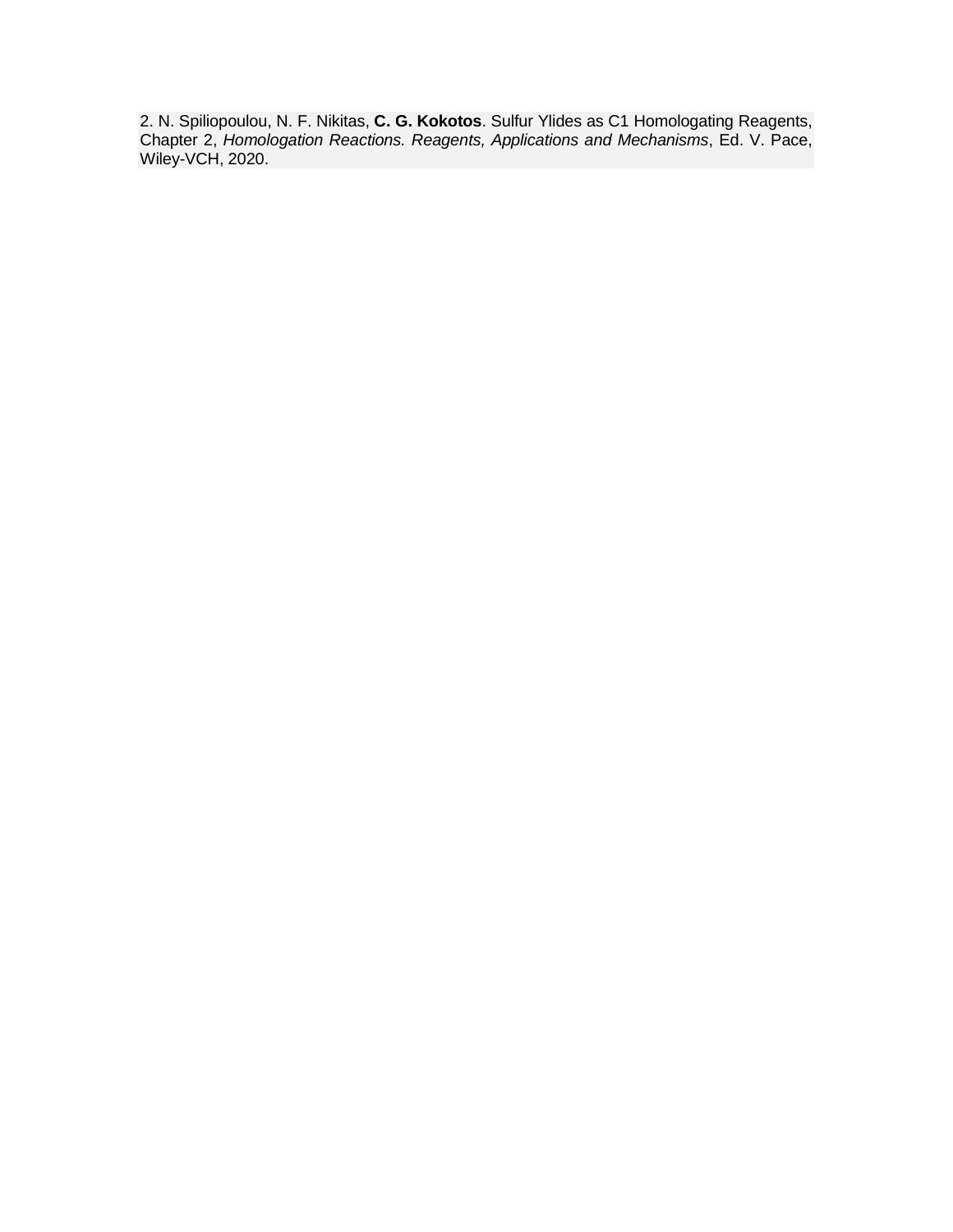2. N. Spiliopoulou, N. F. Nikitas, **C. G. Kokotos**. Sulfur Ylides as C1 Homologating Reagents, Chapter 2, *Homologation Reactions. Reagents, Applications and Mechanisms*, Ed. V. Pace, Wiley-VCH, 2020.